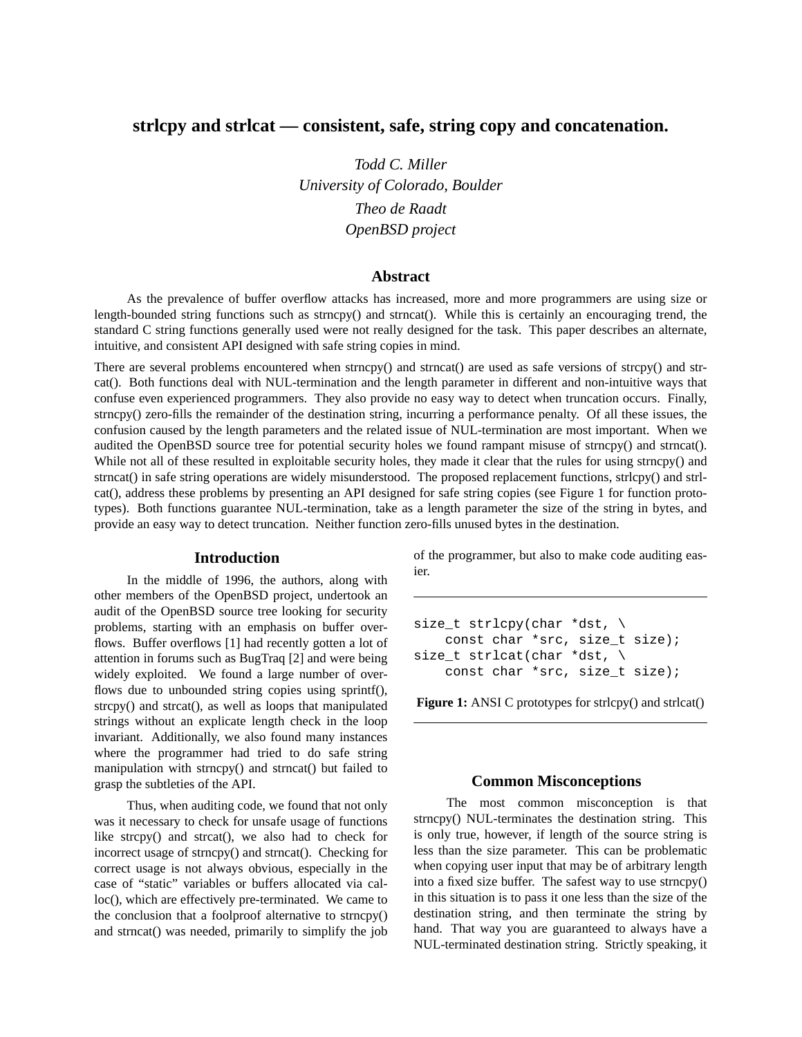# strlcpy and strlcat — consistent, safe, string copy and concatenation.

*Todd C. Miller*
*University of Colorado, Boulder*
*Theo de Raadt*
*OpenBSD project*

## Abstract

As the prevalence of buffer overflow attacks has increased, more and more programmers are using size or length-bounded string functions such as strncpy() and strncat(). While this is certainly an encouraging trend, the standard C string functions generally used were not really designed for the task. This paper describes an alternate, intuitive, and consistent API designed with safe string copies in mind.

There are several problems encountered when strncpy() and strncat() are used as safe versions of strcpy() and strcat(). Both functions deal with NUL-termination and the length parameter in different and non-intuitive ways that confuse even experienced programmers. They also provide no easy way to detect when truncation occurs. Finally, strncpy() zero-fills the remainder of the destination string, incurring a performance penalty. Of all these issues, the confusion caused by the length parameters and the related issue of NUL-termination are most important. When we audited the OpenBSD source tree for potential security holes we found rampant misuse of strncpy() and strncat(). While not all of these resulted in exploitable security holes, they made it clear that the rules for using strncpy() and strncat() in safe string operations are widely misunderstood. The proposed replacement functions, strlcpy() and strlcat(), address these problems by presenting an API designed for safe string copies (see Figure 1 for function prototypes). Both functions guarantee NUL-termination, take as a length parameter the size of the string in bytes, and provide an easy way to detect truncation. Neither function zero-fills unused bytes in the destination.

## Introduction

In the middle of 1996, the authors, along with other members of the OpenBSD project, undertook an audit of the OpenBSD source tree looking for security problems, starting with an emphasis on buffer overflows. Buffer overflows [1] had recently gotten a lot of attention in forums such as BugTraq [2] and were being widely exploited. We found a large number of overflows due to unbounded string copies using sprintf(), strcpy() and strcat(), as well as loops that manipulated strings without an explicate length check in the loop invariant. Additionally, we also found many instances where the programmer had tried to do safe string manipulation with strncpy() and strncat() but failed to grasp the subtleties of the API.

Thus, when auditing code, we found that not only was it necessary to check for unsafe usage of functions like strcpy() and strcat(), we also had to check for incorrect usage of strncpy() and strncat(). Checking for correct usage is not always obvious, especially in the case of "static" variables or buffers allocated via calloc(), which are effectively pre-terminated. We came to the conclusion that a foolproof alternative to strncpy() and strncat() was needed, primarily to simplify the job of the programmer, but also to make code auditing easier.

```
size_t strlcpy(char *dst, \
    const char *src, size_t size);
size_t strlcat(char *dst, \
    const char *src, size_t size);
```

**Figure 1:** ANSI C prototypes for strlcpy() and strlcat()

## Common Misconceptions

The most common misconception is that strncpy() NUL-terminates the destination string. This is only true, however, if length of the source string is less than the size parameter. This can be problematic when copying user input that may be of arbitrary length into a fixed size buffer. The safest way to use strncpy() in this situation is to pass it one less than the size of the destination string, and then terminate the string by hand. That way you are guaranteed to always have a NUL-terminated destination string. Strictly speaking, it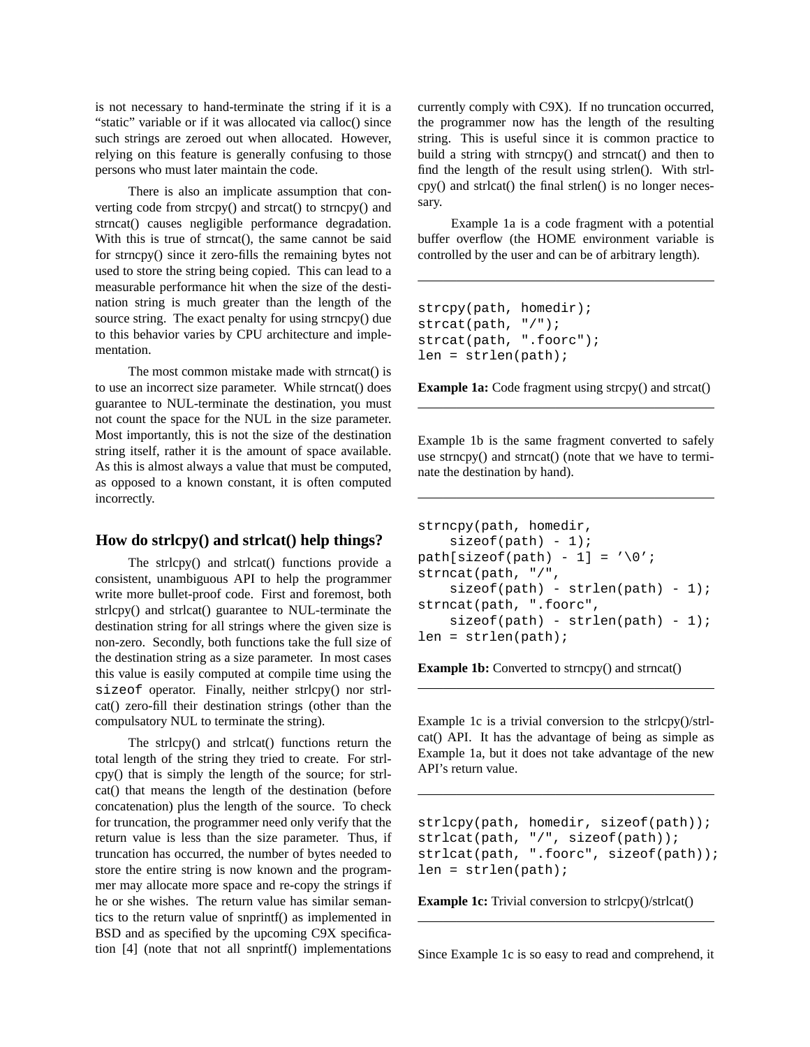is not necessary to hand-terminate the string if it is a "static" variable or if it was allocated via calloc() since such strings are zeroed out when allocated. However, relying on this feature is generally confusing to those persons who must later maintain the code.

There is also an implicate assumption that converting code from strcpy() and strcat() to strncpy() and strncat() causes negligible performance degradation. With this is true of strncat(), the same cannot be said for strncpy() since it zero-fills the remaining bytes not used to store the string being copied. This can lead to a measurable performance hit when the size of the destination string is much greater than the length of the source string. The exact penalty for using strncpy() due to this behavior varies by CPU architecture and implementation.

The most common mistake made with strncat() is to use an incorrect size parameter. While strncat() does guarantee to NUL-terminate the destination, you must not count the space for the NUL in the size parameter. Most importantly, this is not the size of the destination string itself, rather it is the amount of space available. As this is almost always a value that must be computed, as opposed to a known constant, it is often computed incorrectly.

## How do strlcpy() and strlcat() help things?

The strlcpy() and strlcat() functions provide a consistent, unambiguous API to help the programmer write more bullet-proof code. First and foremost, both strlcpy() and strlcat() guarantee to NUL-terminate the destination string for all strings where the given size is non-zero. Secondly, both functions take the full size of the destination string as a size parameter. In most cases this value is easily computed at compile time using the `sizeof` operator. Finally, neither strlcpy() nor strlcat() zero-fill their destination strings (other than the compulsatory NUL to terminate the string).

The strlcpy() and strlcat() functions return the total length of the string they tried to create. For strlcpy() that is simply the length of the source; for strlcat() that means the length of the destination (before concatenation) plus the length of the source. To check for truncation, the programmer need only verify that the return value is less than the size parameter. Thus, if truncation has occurred, the number of bytes needed to store the entire string is now known and the programmer may allocate more space and re-copy the strings if he or she wishes. The return value has similar semantics to the return value of snprintf() as implemented in BSD and as specified by the upcoming C9X specification [4] (note that not all snprintf() implementations currently comply with C9X). If no truncation occurred, the programmer now has the length of the resulting string. This is useful since it is common practice to build a string with strncpy() and strncat() and then to find the length of the result using strlen(). With strlcpy() and strlcat() the final strlen() is no longer necessary.

Example 1a is a code fragment with a potential buffer overflow (the HOME environment variable is controlled by the user and can be of arbitrary length).

```
strcpy(path, homedir);
strcat(path, "/");
strcat(path, ".foorc");
len = strlen(path);
```

**Example 1a:** Code fragment using strcpy() and strcat()

Example 1b is the same fragment converted to safely use strncpy() and strncat() (note that we have to terminate the destination by hand).

```
strncpy(path, homedir,
    sizeof(path) - 1);
path[sizeof(path) - 1] = '\0';
strncat(path, "/",
    sizeof(path) - strlen(path) - 1);
strncat(path, ".foorc",
    sizeof(path) - strlen(path) - 1);
len = strlen(path);
```

**Example 1b:** Converted to strncpy() and strncat()

Example 1c is a trivial conversion to the strlcpy()/strlcat() API. It has the advantage of being as simple as Example 1a, but it does not take advantage of the new API's return value.

```
strlcpy(path, homedir, sizeof(path));
strlcat(path, "/", sizeof(path));
strlcat(path, ".foorc", sizeof(path));
len = strlen(path);
```

**Example 1c:** Trivial conversion to strlcpy()/strlcat()

Since Example 1c is so easy to read and comprehend, it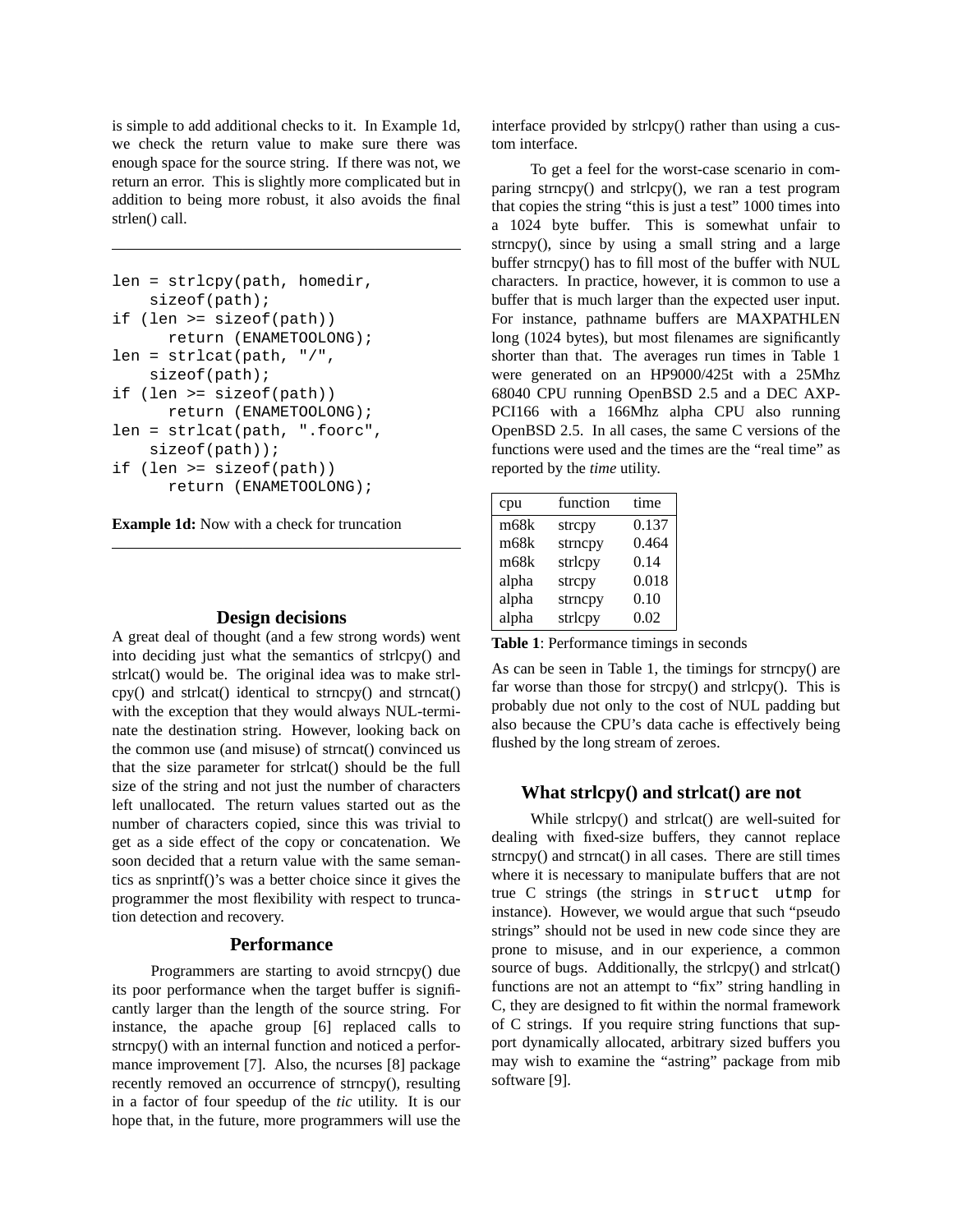is simple to add additional checks to it. In Example 1d, we check the return value to make sure there was enough space for the source string. If there was not, we return an error. This is slightly more complicated but in addition to being more robust, it also avoids the final strlen() call.

```
len = strlcpy(path, homedir,
    sizeof(path);
if (len >= sizeof(path))
      return (ENAMETOOLONG);
len = strlcat(path, "/",
    sizeof(path);
if (len >= sizeof(path))
      return (ENAMETOOLONG);
len = strlcat(path, ".foorc",
    sizeof(path));
if (len >= sizeof(path))
      return (ENAMETOOLONG);
```

**Example 1d:** Now with a check for truncation

## Design decisions

A great deal of thought (and a few strong words) went into deciding just what the semantics of strlcpy() and strlcat() would be. The original idea was to make strlcpy() and strlcat() identical to strncpy() and strncat() with the exception that they would always NUL-terminate the destination string. However, looking back on the common use (and misuse) of strncat() convinced us that the size parameter for strlcat() should be the full size of the string and not just the number of characters left unallocated. The return values started out as the number of characters copied, since this was trivial to get as a side effect of the copy or concatenation. We soon decided that a return value with the same semantics as snprintf()'s was a better choice since it gives the programmer the most flexibility with respect to truncation detection and recovery.

## Performance

Programmers are starting to avoid strncpy() due its poor performance when the target buffer is significantly larger than the length of the source string. For instance, the apache group [6] replaced calls to strncpy() with an internal function and noticed a performance improvement [7]. Also, the ncurses [8] package recently removed an occurrence of strncpy(), resulting in a factor of four speedup of the *tic* utility. It is our hope that, in the future, more programmers will use the interface provided by strlcpy() rather than using a custom interface.

To get a feel for the worst-case scenario in comparing strncpy() and strlcpy(), we ran a test program that copies the string "this is just a test" 1000 times into a 1024 byte buffer. This is somewhat unfair to strncpy(), since by using a small string and a large buffer strncpy() has to fill most of the buffer with NUL characters. In practice, however, it is common to use a buffer that is much larger than the expected user input. For instance, pathname buffers are MAXPATHLEN long (1024 bytes), but most filenames are significantly shorter than that. The averages run times in Table 1 were generated on an HP9000/425t with a 25Mhz 68040 CPU running OpenBSD 2.5 and a DEC AXP-PCI166 with a 166Mhz alpha CPU also running OpenBSD 2.5. In all cases, the same C versions of the functions were used and the times are the "real time" as reported by the *time* utility.

| cpu | function | time |
|---|---|---|
| m68k | strcpy | 0.137 |
| m68k | strncpy | 0.464 |
| m68k | strlcpy | 0.14 |
| alpha | strcpy | 0.018 |
| alpha | strncpy | 0.10 |
| alpha | strlcpy | 0.02 |

**Table 1**: Performance timings in seconds

As can be seen in Table 1, the timings for strncpy() are far worse than those for strcpy() and strlcpy(). This is probably due not only to the cost of NUL padding but also because the CPU's data cache is effectively being flushed by the long stream of zeroes.

## What strlcpy() and strlcat() are not

While strlcpy() and strlcat() are well-suited for dealing with fixed-size buffers, they cannot replace strncpy() and strncat() in all cases. There are still times where it is necessary to manipulate buffers that are not true C strings (the strings in `struct utmp` for instance). However, we would argue that such "pseudo strings" should not be used in new code since they are prone to misuse, and in our experience, a common source of bugs. Additionally, the strlcpy() and strlcat() functions are not an attempt to "fix" string handling in C, they are designed to fit within the normal framework of C strings. If you require string functions that support dynamically allocated, arbitrary sized buffers you may wish to examine the "astring" package from mib software [9].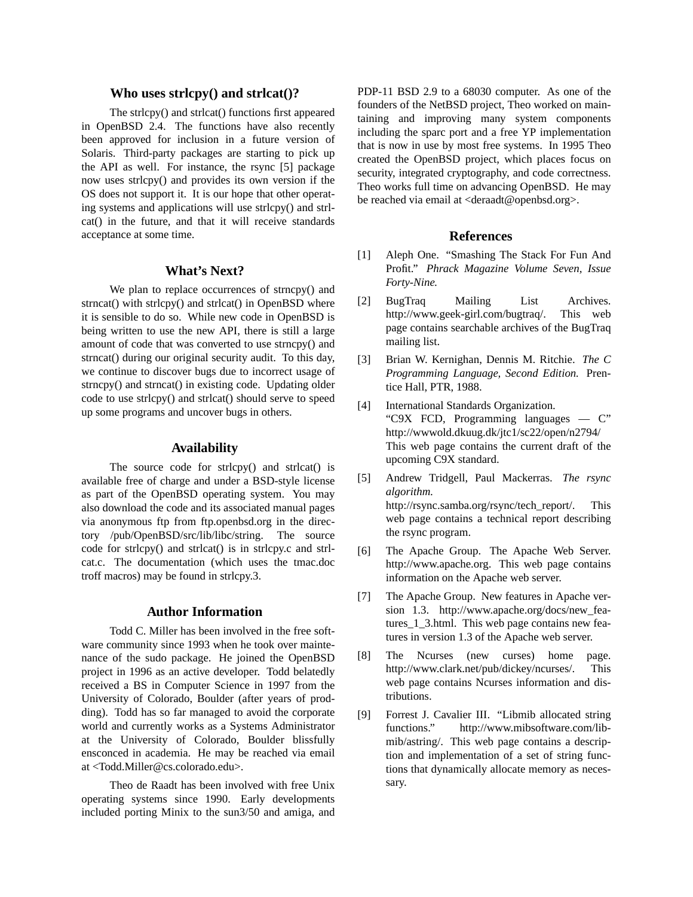## Who uses strlcpy() and strlcat()?

The strlcpy() and strlcat() functions first appeared in OpenBSD 2.4. The functions have also recently been approved for inclusion in a future version of Solaris. Third-party packages are starting to pick up the API as well. For instance, the rsync [5] package now uses strlcpy() and provides its own version if the OS does not support it. It is our hope that other operating systems and applications will use strlcpy() and strlcat() in the future, and that it will receive standards acceptance at some time.

## What's Next?

We plan to replace occurrences of strncpy() and strncat() with strlcpy() and strlcat() in OpenBSD where it is sensible to do so. While new code in OpenBSD is being written to use the new API, there is still a large amount of code that was converted to use strncpy() and strncat() during our original security audit. To this day, we continue to discover bugs due to incorrect usage of strncpy() and strncat() in existing code. Updating older code to use strlcpy() and strlcat() should serve to speed up some programs and uncover bugs in others.

## Availability

The source code for strlcpy() and strlcat() is available free of charge and under a BSD-style license as part of the OpenBSD operating system. You may also download the code and its associated manual pages via anonymous ftp from ftp.openbsd.org in the directory /pub/OpenBSD/src/lib/libc/string. The source code for strlcpy() and strlcat() is in strlcpy.c and strlcat.c. The documentation (which uses the tmac.doc troff macros) may be found in strlcpy.3.

## Author Information

Todd C. Miller has been involved in the free software community since 1993 when he took over maintenance of the sudo package. He joined the OpenBSD project in 1996 as an active developer. Todd belatedly received a BS in Computer Science in 1997 from the University of Colorado, Boulder (after years of prodding). Todd has so far managed to avoid the corporate world and currently works as a Systems Administrator at the University of Colorado, Boulder blissfully ensconced in academia. He may be reached via email at <Todd.Miller@cs.colorado.edu>.

Theo de Raadt has been involved with free Unix operating systems since 1990. Early developments included porting Minix to the sun3/50 and amiga, and PDP-11 BSD 2.9 to a 68030 computer. As one of the founders of the NetBSD project, Theo worked on maintaining and improving many system components including the sparc port and a free YP implementation that is now in use by most free systems. In 1995 Theo created the OpenBSD project, which places focus on security, integrated cryptography, and code correctness. Theo works full time on advancing OpenBSD. He may be reached via email at <deraadt@openbsd.org>.

## References

[1] Aleph One. "Smashing The Stack For Fun And Profit." *Phrack Magazine Volume Seven, Issue Forty-Nine.*

[2] BugTraq Mailing List Archives. http://www.geek-girl.com/bugtraq/. This web page contains searchable archives of the BugTraq mailing list.

[3] Brian W. Kernighan, Dennis M. Ritchie. *The C Programming Language, Second Edition.* Prentice Hall, PTR, 1988.

[4] International Standards Organization. "C9X FCD, Programming languages — C" http://wwwold.dkuug.dk/jtc1/sc22/open/n2794/ This web page contains the current draft of the upcoming C9X standard.

[5] Andrew Tridgell, Paul Mackerras. *The rsync algorithm.* http://rsync.samba.org/rsync/tech_report/. This web page contains a technical report describing the rsync program.

[6] The Apache Group. The Apache Web Server. http://www.apache.org. This web page contains information on the Apache web server.

[7] The Apache Group. New features in Apache version 1.3. http://www.apache.org/docs/new_features_1_3.html. This web page contains new features in version 1.3 of the Apache web server.

[8] The Ncurses (new curses) home page. http://www.clark.net/pub/dickey/ncurses/. This web page contains Ncurses information and distributions.

[9] Forrest J. Cavalier III. "Libmib allocated string functions." http://www.mibsoftware.com/libmib/astring/. This web page contains a description and implementation of a set of string functions that dynamically allocate memory as necessary.